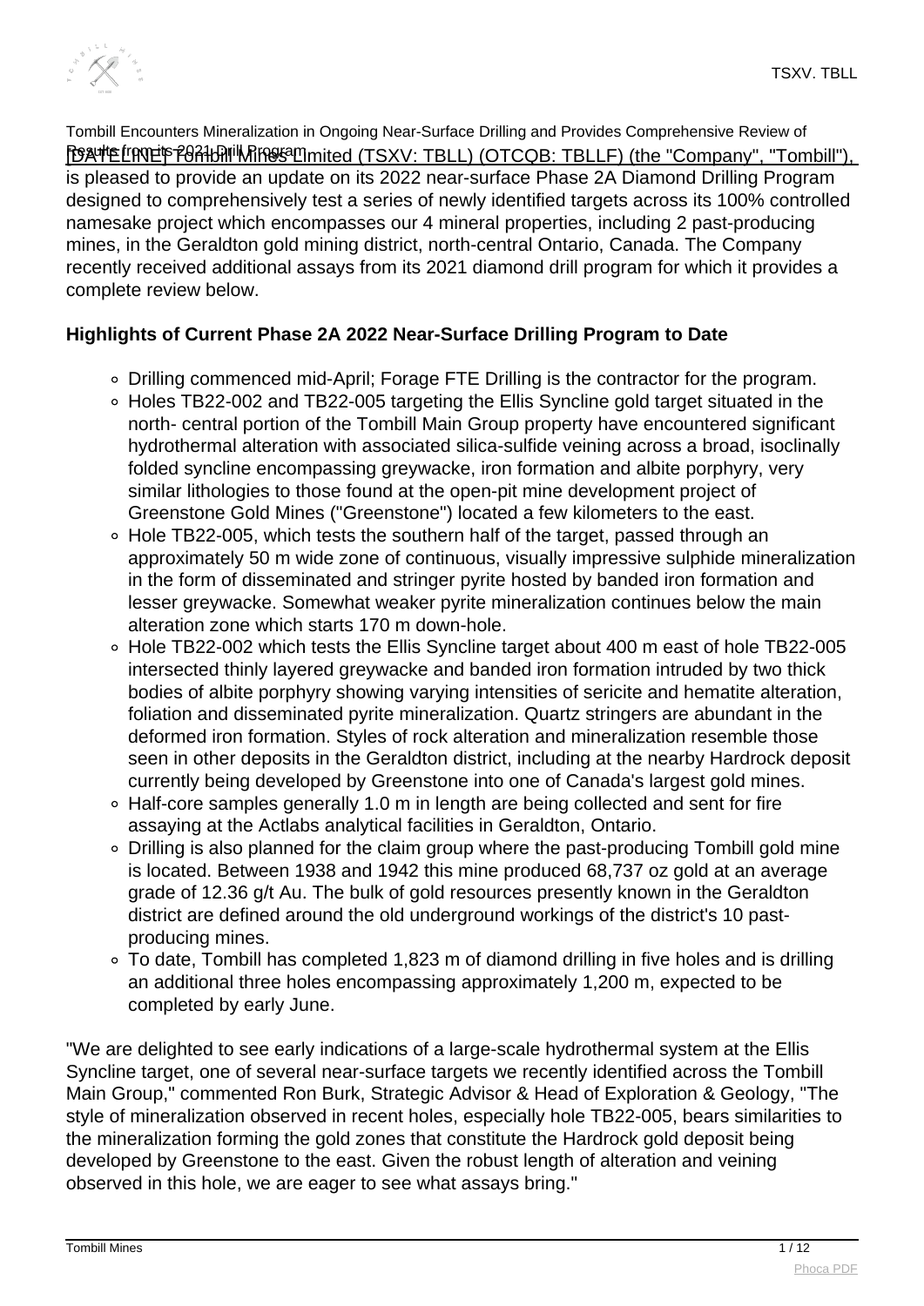Tombill Encounters Mineralization in Ongoing Near-Surface Drilling and Provides Comprehensive Review of Results from its 2021 Drill Program

[DATELINE] Tombill Mines Limited (TSXV: TBLL) (OTCQB: TBLLF) (the "Company", "Tombill"), is pleased to provide an update on its 2022 near-surface Phase 2A Diamond Drilling Program designed to comprehensively test a series of newly identified targets across its 100% controlled namesake project which encompasses our 4 mineral properties, including 2 past-producing mines, in the Geraldton gold mining district, north-central Ontario, Canada. The Company recently received additional assays from its 2021 diamond drill program for which it provides a complete review below.

**Highlights of Current Phase 2A 2022 Near-Surface Drilling Program to Date**

- Drilling commenced mid-April; Forage FTE Drilling is the contractor for the program.
- Holes TB22-002 and TB22-005 targeting the Ellis Syncline gold target situated in the north- central portion of the Tombill Main Group property have encountered significant hydrothermal alteration with associated silica-sulfide veining across a broad, isoclinally folded syncline encompassing greywacke, iron formation and albite porphyry, very similar lithologies to those found at the open-pit mine development project of Greenstone Gold Mines ("Greenstone") located a few kilometers to the east.
- Hole TB22-005, which tests the southern half of the target, passed through an approximately 50 m wide zone of continuous, visually impressive sulphide mineralization in the form of disseminated and stringer pyrite hosted by banded iron formation and lesser greywacke. Somewhat weaker pyrite mineralization continues below the main alteration zone which starts 170 m down-hole.
- Hole TB22-002 which tests the Ellis Syncline target about 400 m east of hole TB22-005 intersected thinly layered greywacke and banded iron formation intruded by two thick bodies of albite porphyry showing varying intensities of sericite and hematite alteration, foliation and disseminated pyrite mineralization. Quartz stringers are abundant in the deformed iron formation. Styles of rock alteration and mineralization resemble those seen in other deposits in the Geraldton district, including at the nearby Hardrock deposit currently being developed by Greenstone into one of Canada's largest gold mines.
- Half-core samples generally 1.0 m in length are being collected and sent for fire assaying at the Actlabs analytical facilities in Geraldton, Ontario.
- Drilling is also planned for the claim group where the past-producing Tombill gold mine is located. Between 1938 and 1942 this mine produced 68,737 oz gold at an average grade of 12.36 g/t Au. The bulk of gold resources presently known in the Geraldton district are defined around the old underground workings of the district's 10 past-producing mines.
- To date, Tombill has completed 1,823 m of diamond drilling in five holes and is drilling an additional three holes encompassing approximately 1,200 m, expected to be completed by early June.

"We are delighted to see early indications of a large-scale hydrothermal system at the Ellis Syncline target, one of several near-surface targets we recently identified across the Tombill Main Group," commented Ron Burk, Strategic Advisor & Head of Exploration & Geology, "The style of mineralization observed in recent holes, especially hole TB22-005, bears similarities to the mineralization forming the gold zones that constitute the Hardrock gold deposit being developed by Greenstone to the east. Given the robust length of alteration and veining observed in this hole, we are eager to see what assays bring."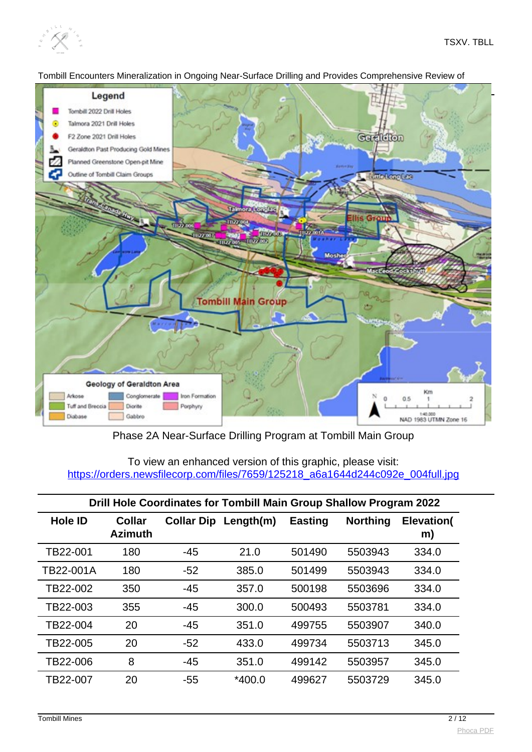Tombill Encounters Mineralization in Ongoing Near-Surface Drilling and Provides Comprehensive Review of

Phase 2A Near-Surface Drilling Program at Tombill Main Group

To view an enhanced version of this graphic, please visit:
https://orders.newsfilecorp.com/files/7659/125218_a6a1644d244c092e_004full.jpg

| Drill Hole Coordinates for Tombill Main Group Shallow Program 2022 | | | | | | |
|---|---|---|---|---|---|---|
| Hole ID | Collar Azimuth | Collar Dip | Length(m) | Easting | Northing | Elevation(m) |
| TB22-001 | 180 | -45 | 21.0 | 501490 | 5503943 | 334.0 |
| TB22-001A | 180 | -52 | 385.0 | 501499 | 5503943 | 334.0 |
| TB22-002 | 350 | -45 | 357.0 | 500198 | 5503696 | 334.0 |
| TB22-003 | 355 | -45 | 300.0 | 500493 | 5503781 | 334.0 |
| TB22-004 | 20 | -45 | 351.0 | 499755 | 5503907 | 340.0 |
| TB22-005 | 20 | -52 | 433.0 | 499734 | 5503713 | 345.0 |
| TB22-006 | 8 | -45 | 351.0 | 499142 | 5503957 | 345.0 |
| TB22-007 | 20 | -55 | *400.0 | 499627 | 5503729 | 345.0 |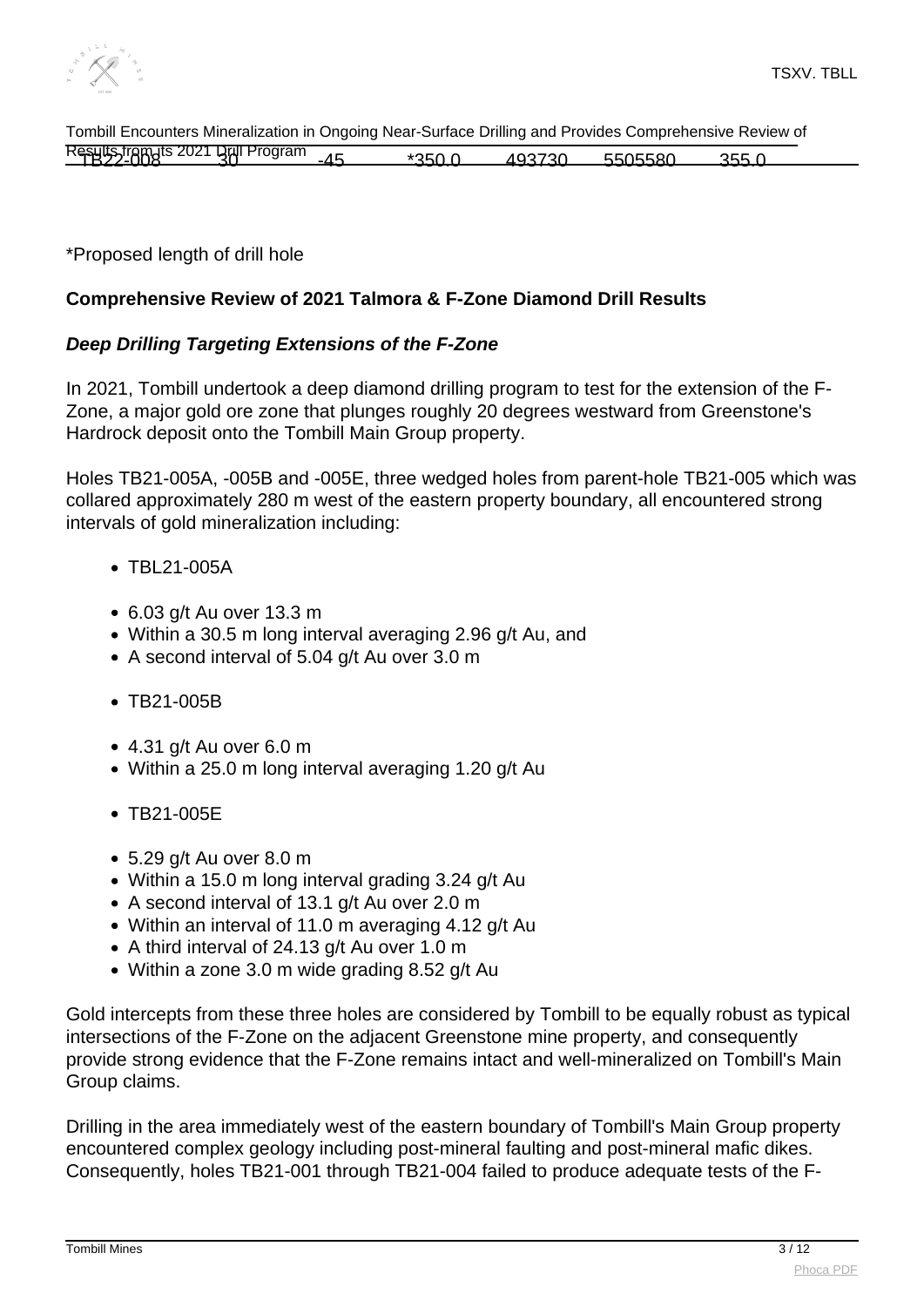| TB22-008 | 30 | -45 | *350.0 | 493730 | 5505580 | 355.0 |
|---|---|---|---|---|---|---|

*Proposed length of drill hole

**Comprehensive Review of 2021 Talmora & F-Zone Diamond Drill Results**

***Deep Drilling Targeting Extensions of the F-Zone***

In 2021, Tombill undertook a deep diamond drilling program to test for the extension of the F-Zone, a major gold ore zone that plunges roughly 20 degrees westward from Greenstone's Hardrock deposit onto the Tombill Main Group property.

Holes TB21-005A, -005B and -005E, three wedged holes from parent-hole TB21-005 which was collared approximately 280 m west of the eastern property boundary, all encountered strong intervals of gold mineralization including:

- TBL21-005A

- 6.03 g/t Au over 13.3 m
- Within a 30.5 m long interval averaging 2.96 g/t Au, and
- A second interval of 5.04 g/t Au over 3.0 m

- TB21-005B

- 4.31 g/t Au over 6.0 m
- Within a 25.0 m long interval averaging 1.20 g/t Au

- TB21-005E

- 5.29 g/t Au over 8.0 m
- Within a 15.0 m long interval grading 3.24 g/t Au
- A second interval of 13.1 g/t Au over 2.0 m
- Within an interval of 11.0 m averaging 4.12 g/t Au
- A third interval of 24.13 g/t Au over 1.0 m
- Within a zone 3.0 m wide grading 8.52 g/t Au

Gold intercepts from these three holes are considered by Tombill to be equally robust as typical intersections of the F-Zone on the adjacent Greenstone mine property, and consequently provide strong evidence that the F-Zone remains intact and well-mineralized on Tombill's Main Group claims.

Drilling in the area immediately west of the eastern boundary of Tombill's Main Group property encountered complex geology including post-mineral faulting and post-mineral mafic dikes. Consequently, holes TB21-001 through TB21-004 failed to produce adequate tests of the F-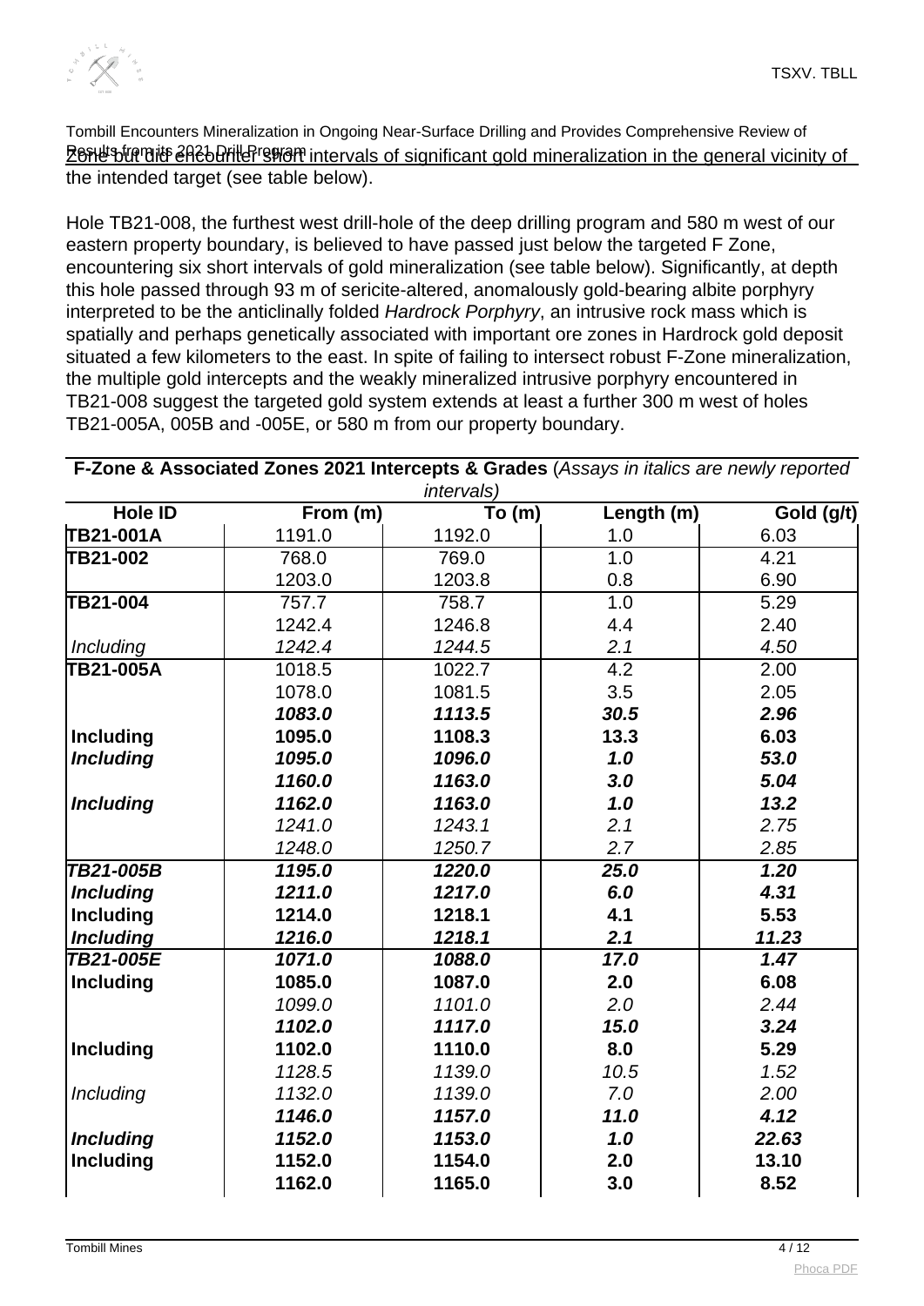Zone but did encounter short intervals of significant gold mineralization in the general vicinity of the intended target (see table below).

Hole TB21-008, the furthest west drill-hole of the deep drilling program and 580 m west of our eastern property boundary, is believed to have passed just below the targeted F Zone, encountering six short intervals of gold mineralization (see table below). Significantly, at depth this hole passed through 93 m of sericite-altered, anomalously gold-bearing albite porphyry interpreted to be the anticlinally folded *Hardrock Porphyry*, an intrusive rock mass which is spatially and perhaps genetically associated with important ore zones in Hardrock gold deposit situated a few kilometers to the east. In spite of failing to intersect robust F-Zone mineralization, the multiple gold intercepts and the weakly mineralized intrusive porphyry encountered in TB21-008 suggest the targeted gold system extends at least a further 300 m west of holes TB21-005A, 005B and -005E, or 580 m from our property boundary.

**F-Zone & Associated Zones 2021 Intercepts & Grades** (*Assays in italics are newly reported intervals)*

| Hole ID | From (m) | To (m) | Length (m) | Gold (g/t) |
|---|---|---|---|---|
| **TB21-001A** | 1191.0 | 1192.0 | 1.0 | 6.03 |
| **TB21-002** | 768.0 | 769.0 | 1.0 | 4.21 |
| | 1203.0 | 1203.8 | 0.8 | 6.90 |
| **TB21-004** | 757.7 | 758.7 | 1.0 | 5.29 |
| | 1242.4 | 1246.8 | 4.4 | 2.40 |
| *Including* | *1242.4* | *1244.5* | *2.1* | *4.50* |
| **TB21-005A** | 1018.5 | 1022.7 | 4.2 | 2.00 |
| | 1078.0 | 1081.5 | 3.5 | 2.05 |
| | ***1083.0*** | ***1113.5*** | ***30.5*** | ***2.96*** |
| **Including** | **1095.0** | **1108.3** | **13.3** | **6.03** |
| ***Including*** | ***1095.0*** | ***1096.0*** | ***1.0*** | ***53.0*** |
| | ***1160.0*** | ***1163.0*** | ***3.0*** | ***5.04*** |
| ***Including*** | ***1162.0*** | ***1163.0*** | ***1.0*** | ***13.2*** |
| | *1241.0* | *1243.1* | *2.1* | *2.75* |
| | *1248.0* | *1250.7* | *2.7* | *2.85* |
| ***TB21-005B*** | ***1195.0*** | ***1220.0*** | ***25.0*** | ***1.20*** |
| ***Including*** | ***1211.0*** | ***1217.0*** | ***6.0*** | ***4.31*** |
| **Including** | **1214.0** | **1218.1** | **4.1** | **5.53** |
| ***Including*** | ***1216.0*** | ***1218.1*** | ***2.1*** | ***11.23*** |
| ***TB21-005E*** | ***1071.0*** | ***1088.0*** | ***17.0*** | ***1.47*** |
| **Including** | **1085.0** | **1087.0** | **2.0** | **6.08** |
| | *1099.0* | *1101.0* | *2.0* | *2.44* |
| | ***1102.0*** | ***1117.0*** | ***15.0*** | ***3.24*** |
| **Including** | **1102.0** | **1110.0** | **8.0** | **5.29** |
| | *1128.5* | *1139.0* | *10.5* | *1.52* |
| *Including* | *1132.0* | *1139.0* | *7.0* | *2.00* |
| | ***1146.0*** | ***1157.0*** | ***11.0*** | ***4.12*** |
| ***Including*** | ***1152.0*** | ***1153.0*** | ***1.0*** | ***22.63*** |
| **Including** | **1152.0** | **1154.0** | **2.0** | **13.10** |
| | **1162.0** | **1165.0** | **3.0** | **8.52** |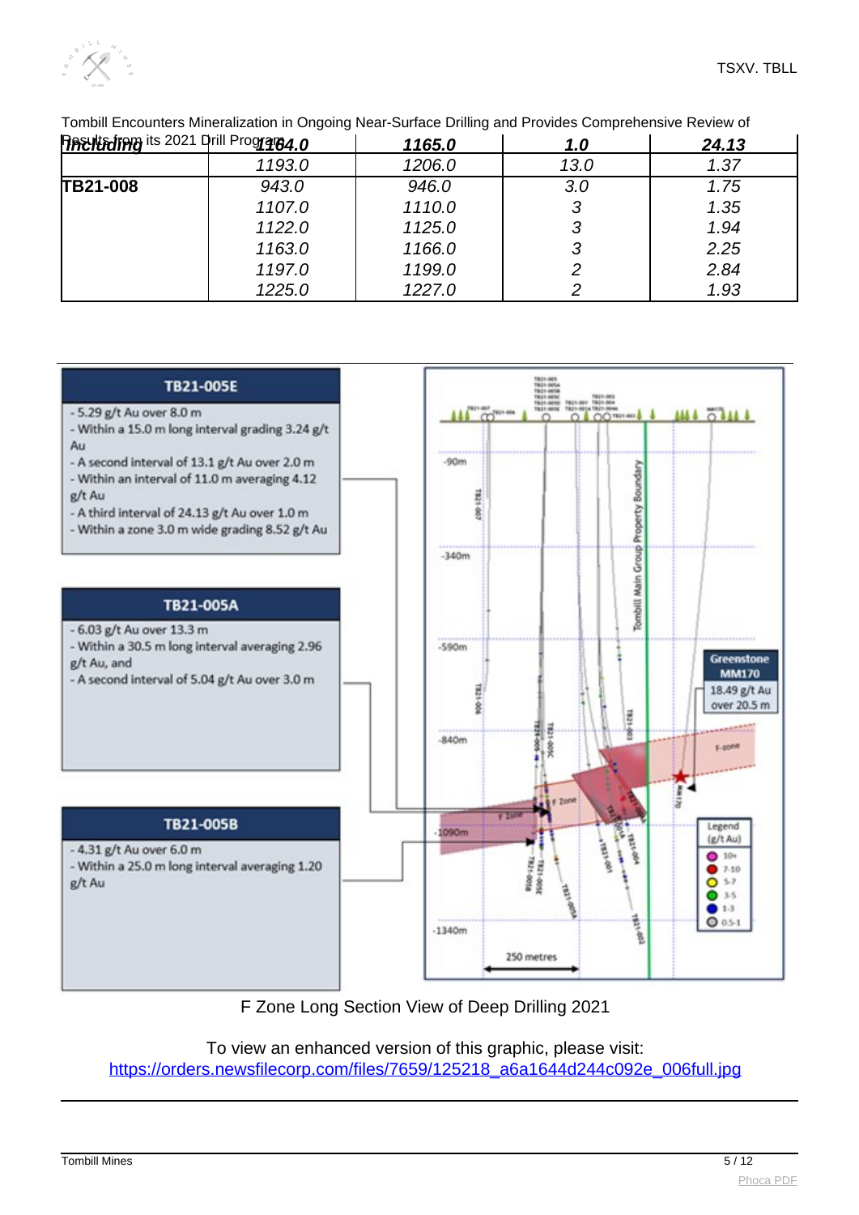| Including | *1164.0* | *1165.0* | *1.0* | *24.13* |
|---|---|---|---|---|
| | *1193.0* | *1206.0* | *13.0* | *1.37* |
| **TB21-008** | *943.0* | *946.0* | *3.0* | *1.75* |
| | *1107.0* | *1110.0* | *3* | *1.35* |
| | *1122.0* | *1125.0* | *3* | *1.94* |
| | *1163.0* | *1166.0* | *3* | *2.25* |
| | *1197.0* | *1199.0* | *2* | *2.84* |
| | *1225.0* | *1227.0* | *2* | *1.93* |

F Zone Long Section View of Deep Drilling 2021

To view an enhanced version of this graphic, please visit:
[https://orders.newsfilecorp.com/files/7659/125218_a6a1644d244c092e_006full.jpg](https://orders.newsfilecorp.com/files/7659/125218_a6a1644d244c092e_006full.jpg)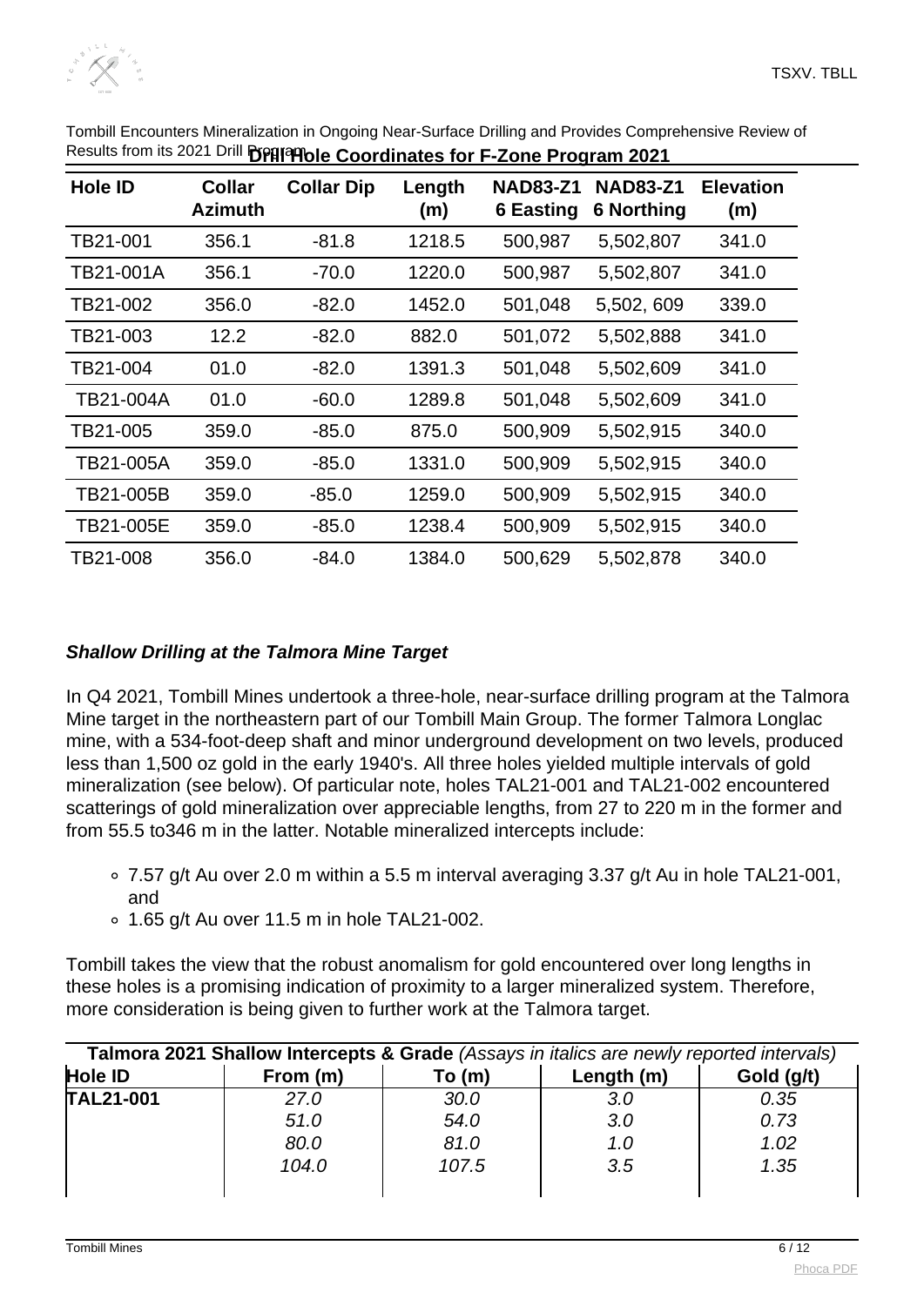Tombill Encounters Mineralization in Ongoing Near-Surface Drilling and Provides Comprehensive Review of Results from its 2021 Drill Program

**Drill Hole Coordinates for F-Zone Program 2021**

| Hole ID | Collar Azimuth | Collar Dip | Length (m) | NAD83-Z1 6 Easting | NAD83-Z1 6 Northing | Elevation (m) |
|---|---|---|---|---|---|---|
| TB21-001 | 356.1 | -81.8 | 1218.5 | 500,987 | 5,502,807 | 341.0 |
| TB21-001A | 356.1 | -70.0 | 1220.0 | 500,987 | 5,502,807 | 341.0 |
| TB21-002 | 356.0 | -82.0 | 1452.0 | 501,048 | 5,502, 609 | 339.0 |
| TB21-003 | 12.2 | -82.0 | 882.0 | 501,072 | 5,502,888 | 341.0 |
| TB21-004 | 01.0 | -82.0 | 1391.3 | 501,048 | 5,502,609 | 341.0 |
| TB21-004A | 01.0 | -60.0 | 1289.8 | 501,048 | 5,502,609 | 341.0 |
| TB21-005 | 359.0 | -85.0 | 875.0 | 500,909 | 5,502,915 | 340.0 |
| TB21-005A | 359.0 | -85.0 | 1331.0 | 500,909 | 5,502,915 | 340.0 |
| TB21-005B | 359.0 | -85.0 | 1259.0 | 500,909 | 5,502,915 | 340.0 |
| TB21-005E | 359.0 | -85.0 | 1238.4 | 500,909 | 5,502,915 | 340.0 |
| TB21-008 | 356.0 | -84.0 | 1384.0 | 500,629 | 5,502,878 | 340.0 |

***Shallow Drilling at the Talmora Mine Target***

In Q4 2021, Tombill Mines undertook a three-hole, near-surface drilling program at the Talmora Mine target in the northeastern part of our Tombill Main Group. The former Talmora Longlac mine, with a 534-foot-deep shaft and minor underground development on two levels, produced less than 1,500 oz gold in the early 1940's. All three holes yielded multiple intervals of gold mineralization (see below). Of particular note, holes TAL21-001 and TAL21-002 encountered scatterings of gold mineralization over appreciable lengths, from 27 to 220 m in the former and from 55.5 to346 m in the latter. Notable mineralized intercepts include:

- 7.57 g/t Au over 2.0 m within a 5.5 m interval averaging 3.37 g/t Au in hole TAL21-001, and
- 1.65 g/t Au over 11.5 m in hole TAL21-002.

Tombill takes the view that the robust anomalism for gold encountered over long lengths in these holes is a promising indication of proximity to a larger mineralized system. Therefore, more consideration is being given to further work at the Talmora target.

**Talmora 2021 Shallow Intercepts & Grade** *(Assays in italics are newly reported intervals)*

| Hole ID | From (m) | To (m) | Length (m) | Gold (g/t) |
|---|---|---|---|---|
| **TAL21-001** | *27.0* | *30.0* | *3.0* | *0.35* |
| | *51.0* | *54.0* | *3.0* | *0.73* |
| | *80.0* | *81.0* | *1.0* | *1.02* |
| | *104.0* | *107.5* | *3.5* | *1.35* |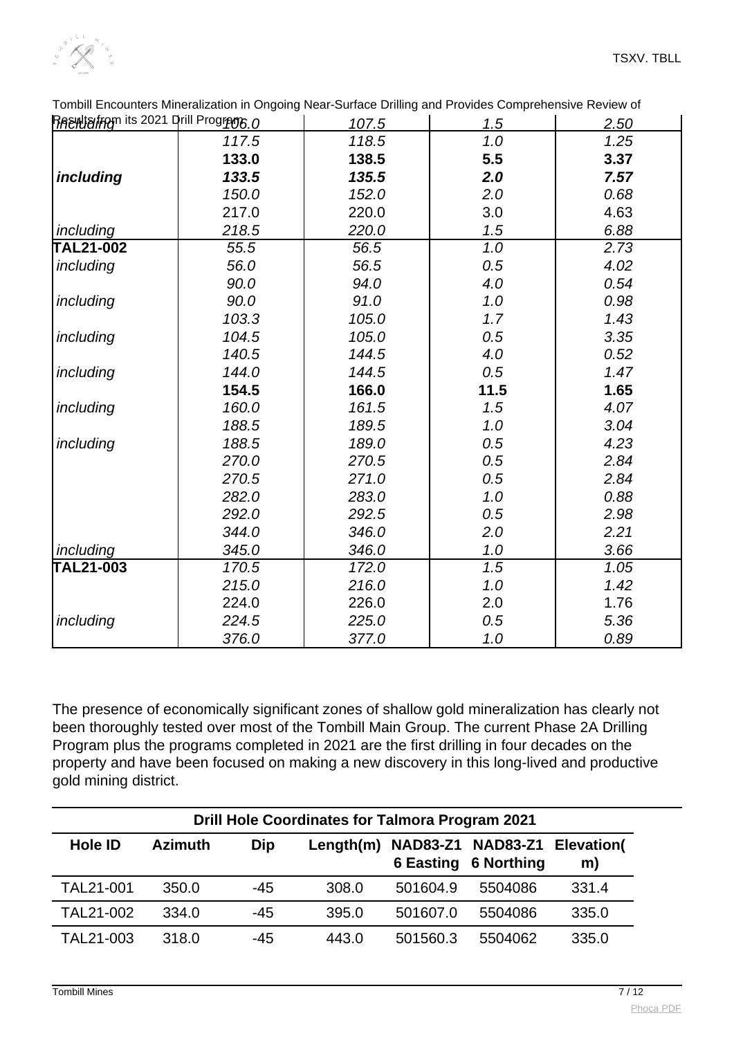| | | | | |
|---|---|---|---|---|
| *including* | *106.0* | *107.5* | *1.5* | *2.50* |
| | *117.5* | *118.5* | *1.0* | *1.25* |
| | **133.0** | **138.5** | **5.5** | **3.37** |
| ***including*** | ***133.5*** | ***135.5*** | ***2.0*** | ***7.57*** |
| | *150.0* | *152.0* | *2.0* | *0.68* |
| | 217.0 | 220.0 | 3.0 | 4.63 |
| *including* | *218.5* | *220.0* | *1.5* | *6.88* |
| **TAL21-002** | *55.5* | *56.5* | *1.0* | *2.73* |
| *including* | *56.0* | *56.5* | *0.5* | *4.02* |
| | *90.0* | *94.0* | *4.0* | *0.54* |
| *including* | *90.0* | *91.0* | *1.0* | *0.98* |
| | *103.3* | *105.0* | *1.7* | *1.43* |
| *including* | *104.5* | *105.0* | *0.5* | *3.35* |
| | *140.5* | *144.5* | *4.0* | *0.52* |
| *including* | *144.0* | *144.5* | *0.5* | *1.47* |
| | **154.5** | **166.0** | **11.5** | **1.65** |
| *including* | *160.0* | *161.5* | *1.5* | *4.07* |
| | *188.5* | *189.5* | *1.0* | *3.04* |
| *including* | *188.5* | *189.0* | *0.5* | *4.23* |
| | *270.0* | *270.5* | *0.5* | *2.84* |
| | *270.5* | *271.0* | *0.5* | *2.84* |
| | *282.0* | *283.0* | *1.0* | *0.88* |
| | *292.0* | *292.5* | *0.5* | *2.98* |
| | *344.0* | *346.0* | *2.0* | *2.21* |
| *including* | *345.0* | *346.0* | *1.0* | *3.66* |
| **TAL21-003** | *170.5* | *172.0* | *1.5* | *1.05* |
| | *215.0* | *216.0* | *1.0* | *1.42* |
| | 224.0 | 226.0 | 2.0 | 1.76 |
| *including* | *224.5* | *225.0* | *0.5* | *5.36* |
| | *376.0* | *377.0* | *1.0* | *0.89* |

The presence of economically significant zones of shallow gold mineralization has clearly not been thoroughly tested over most of the Tombill Main Group. The current Phase 2A Drilling Program plus the programs completed in 2021 are the first drilling in four decades on the property and have been focused on making a new discovery in this long-lived and productive gold mining district.

| Drill Hole Coordinates for Talmora Program 2021 | | | | | | |
|---|---|---|---|---|---|---|
| **Hole ID** | **Azimuth** | **Dip** | **Length(m)** | **NAD83-Z16 Easting** | **NAD83-Z16 Northing** | **Elevation(m)** |
| TAL21-001 | 350.0 | -45 | 308.0 | 501604.9 | 5504086 | 331.4 |
| TAL21-002 | 334.0 | -45 | 395.0 | 501607.0 | 5504086 | 335.0 |
| TAL21-003 | 318.0 | -45 | 443.0 | 501560.3 | 5504062 | 335.0 |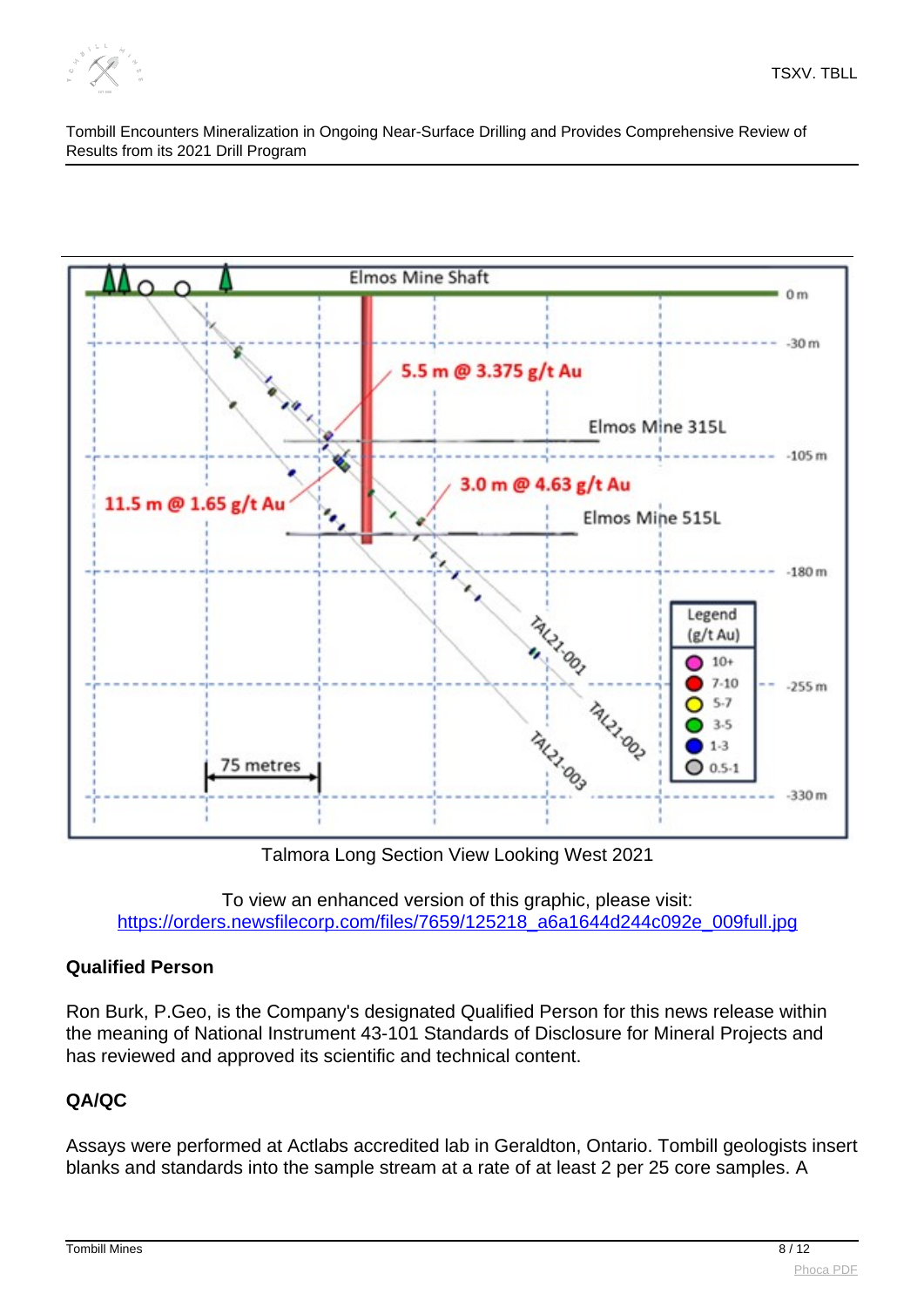Talmora Long Section View Looking West 2021

To view an enhanced version of this graphic, please visit:
https://orders.newsfilecorp.com/files/7659/125218_a6a1644d244c092e_009full.jpg

**Qualified Person**

Ron Burk, P.Geo, is the Company's designated Qualified Person for this news release within the meaning of National Instrument 43-101 Standards of Disclosure for Mineral Projects and has reviewed and approved its scientific and technical content.

**QA/QC**

Assays were performed at Actlabs accredited lab in Geraldton, Ontario. Tombill geologists insert blanks and standards into the sample stream at a rate of at least 2 per 25 core samples. A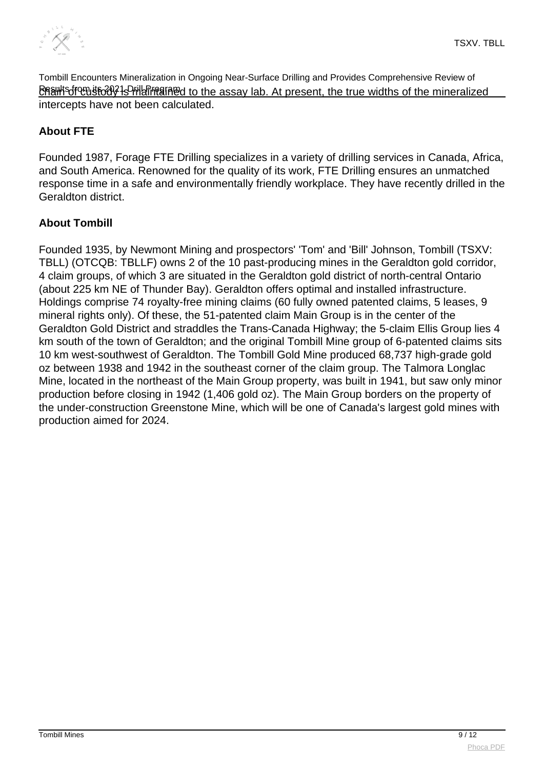Chain of custody is maintained to the assay lab. At present, the true widths of the mineralized intercepts have not been calculated.

**About FTE**

Founded 1987, Forage FTE Drilling specializes in a variety of drilling services in Canada, Africa, and South America. Renowned for the quality of its work, FTE Drilling ensures an unmatched response time in a safe and environmentally friendly workplace. They have recently drilled in the Geraldton district.

**About Tombill**

Founded 1935, by Newmont Mining and prospectors' 'Tom' and 'Bill' Johnson, Tombill (TSXV: TBLL) (OTCQB: TBLLF) owns 2 of the 10 past-producing mines in the Geraldton gold corridor, 4 claim groups, of which 3 are situated in the Geraldton gold district of north-central Ontario (about 225 km NE of Thunder Bay). Geraldton offers optimal and installed infrastructure. Holdings comprise 74 royalty-free mining claims (60 fully owned patented claims, 5 leases, 9 mineral rights only). Of these, the 51-patented claim Main Group is in the center of the Geraldton Gold District and straddles the Trans-Canada Highway; the 5-claim Ellis Group lies 4 km south of the town of Geraldton; and the original Tombill Mine group of 6-patented claims sits 10 km west-southwest of Geraldton. The Tombill Gold Mine produced 68,737 high-grade gold oz between 1938 and 1942 in the southeast corner of the claim group. The Talmora Longlac Mine, located in the northeast of the Main Group property, was built in 1941, but saw only minor production before closing in 1942 (1,406 gold oz). The Main Group borders on the property of the under-construction Greenstone Mine, which will be one of Canada's largest gold mines with production aimed for 2024.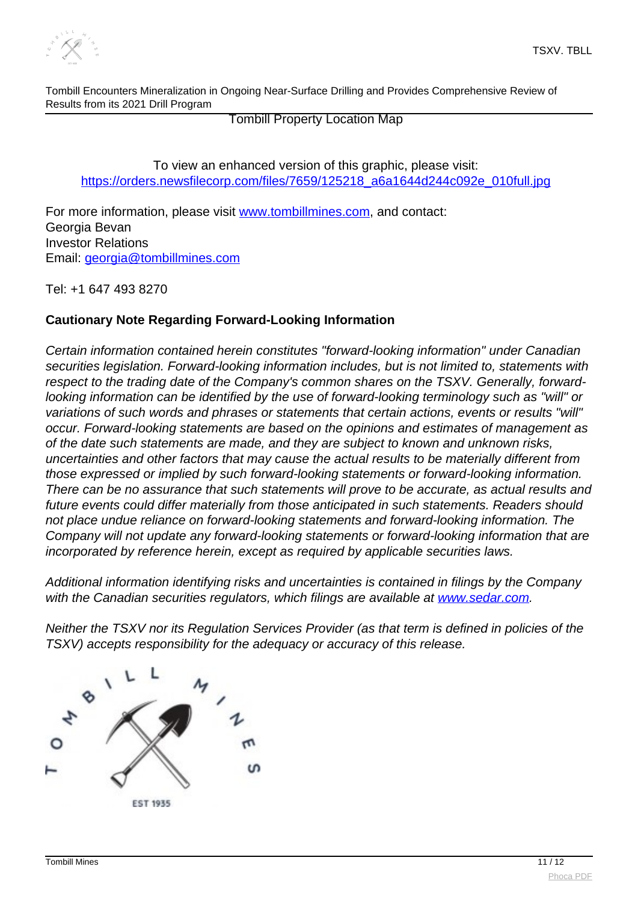Tombill Property Location Map

To view an enhanced version of this graphic, please visit:
https://orders.newsfilecorp.com/files/7659/125218_a6a1644d244c092e_010full.jpg

For more information, please visit www.tombillmines.com, and contact:
Georgia Bevan
Investor Relations
Email: georgia@tombillmines.com

Tel: +1 647 493 8270

**Cautionary Note Regarding Forward-Looking Information**

*Certain information contained herein constitutes "forward-looking information" under Canadian securities legislation. Forward-looking information includes, but is not limited to, statements with respect to the trading date of the Company's common shares on the TSXV. Generally, forward-looking information can be identified by the use of forward-looking terminology such as "will" or variations of such words and phrases or statements that certain actions, events or results "will" occur. Forward-looking statements are based on the opinions and estimates of management as of the date such statements are made, and they are subject to known and unknown risks, uncertainties and other factors that may cause the actual results to be materially different from those expressed or implied by such forward-looking statements or forward-looking information. There can be no assurance that such statements will prove to be accurate, as actual results and future events could differ materially from those anticipated in such statements. Readers should not place undue reliance on forward-looking statements and forward-looking information. The Company will not update any forward-looking statements or forward-looking information that are incorporated by reference herein, except as required by applicable securities laws.*

*Additional information identifying risks and uncertainties is contained in filings by the Company with the Canadian securities regulators, which filings are available at www.sedar.com.*

*Neither the TSXV nor its Regulation Services Provider (as that term is defined in policies of the TSXV) accepts responsibility for the adequacy or accuracy of this release.*

TOMBILL MINES

EST 1935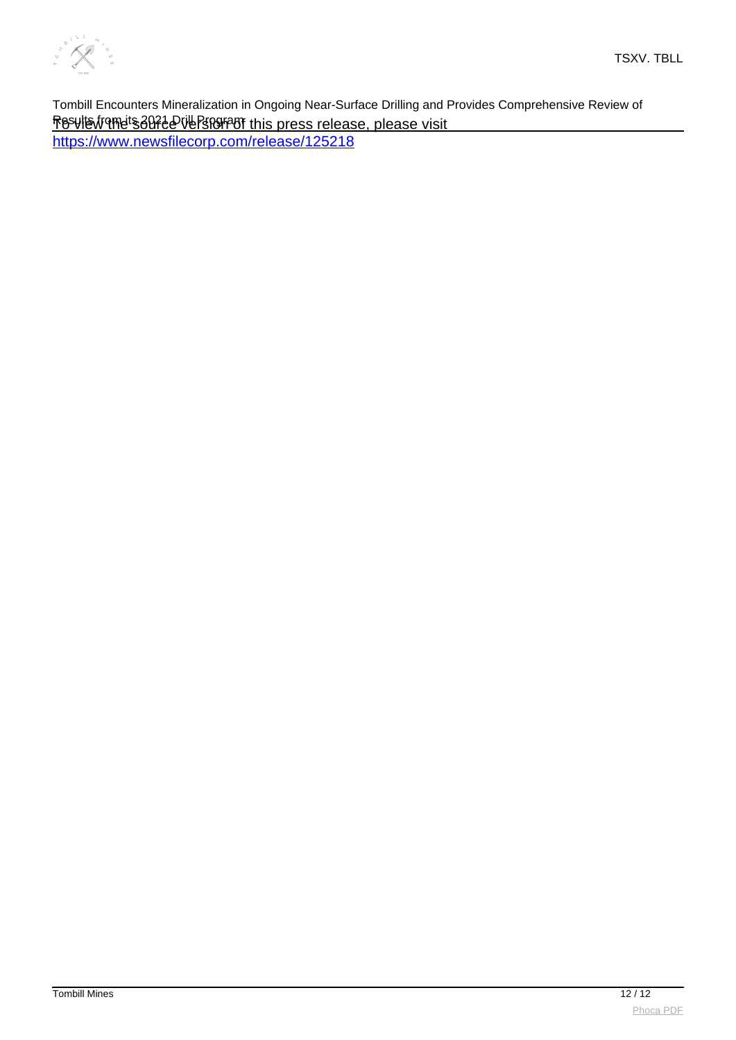To view the source version of this press release, please visit https://www.newsfilecorp.com/release/125218